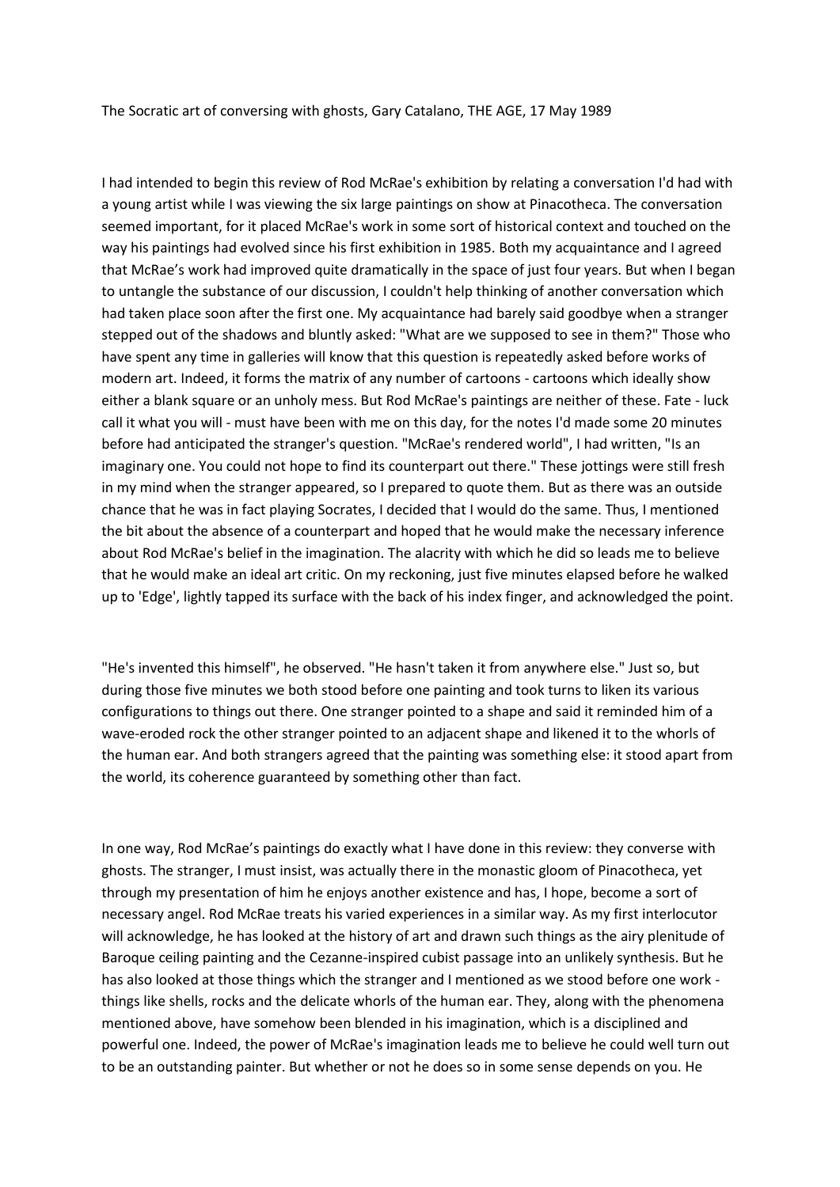The Socratic art of conversing with ghosts, Gary Catalano, THE AGE, 17 May 1989

I had intended to begin this review of Rod McRae's exhibition by relating a conversation I'd had with a young artist while I was viewing the six large paintings on show at Pinacotheca. The conversation seemed important, for it placed McRae's work in some sort of historical context and touched on the way his paintings had evolved since his first exhibition in 1985. Both my acquaintance and I agreed that McRae's work had improved quite dramatically in the space of just four years. But when I began to untangle the substance of our discussion, I couldn't help thinking of another conversation which had taken place soon after the first one. My acquaintance had barely said goodbye when a stranger stepped out of the shadows and bluntly asked: "What are we supposed to see in them?" Those who have spent any time in galleries will know that this question is repeatedly asked before works of modern art. Indeed, it forms the matrix of any number of cartoons - cartoons which ideally show either a blank square or an unholy mess. But Rod McRae's paintings are neither of these. Fate - luck call it what you will - must have been with me on this day, for the notes I'd made some 20 minutes before had anticipated the stranger's question. "McRae's rendered world", I had written, "Is an imaginary one. You could not hope to find its counterpart out there." These jottings were still fresh in my mind when the stranger appeared, so I prepared to quote them. But as there was an outside chance that he was in fact playing Socrates, I decided that I would do the same. Thus, I mentioned the bit about the absence of a counterpart and hoped that he would make the necessary inference about Rod McRae's belief in the imagination. The alacrity with which he did so leads me to believe that he would make an ideal art critic. On my reckoning, just five minutes elapsed before he walked up to 'Edge', lightly tapped its surface with the back of his index finger, and acknowledged the point.

"He's invented this himself", he observed. "He hasn't taken it from anywhere else." Just so, but during those five minutes we both stood before one painting and took turns to liken its various configurations to things out there. One stranger pointed to a shape and said it reminded him of a wave-eroded rock the other stranger pointed to an adjacent shape and likened it to the whorls of the human ear. And both strangers agreed that the painting was something else: it stood apart from the world, its coherence guaranteed by something other than fact.

In one way, Rod McRae's paintings do exactly what I have done in this review: they converse with ghosts. The stranger, I must insist, was actually there in the monastic gloom of Pinacotheca, yet through my presentation of him he enjoys another existence and has, I hope, become a sort of necessary angel. Rod McRae treats his varied experiences in a similar way. As my first interlocutor will acknowledge, he has looked at the history of art and drawn such things as the airy plenitude of Baroque ceiling painting and the Cezanne-inspired cubist passage into an unlikely synthesis. But he has also looked at those things which the stranger and I mentioned as we stood before one work - things like shells, rocks and the delicate whorls of the human ear. They, along with the phenomena mentioned above, have somehow been blended in his imagination, which is a disciplined and powerful one. Indeed, the power of McRae's imagination leads me to believe he could well turn out to be an outstanding painter. But whether or not he does so in some sense depends on you. He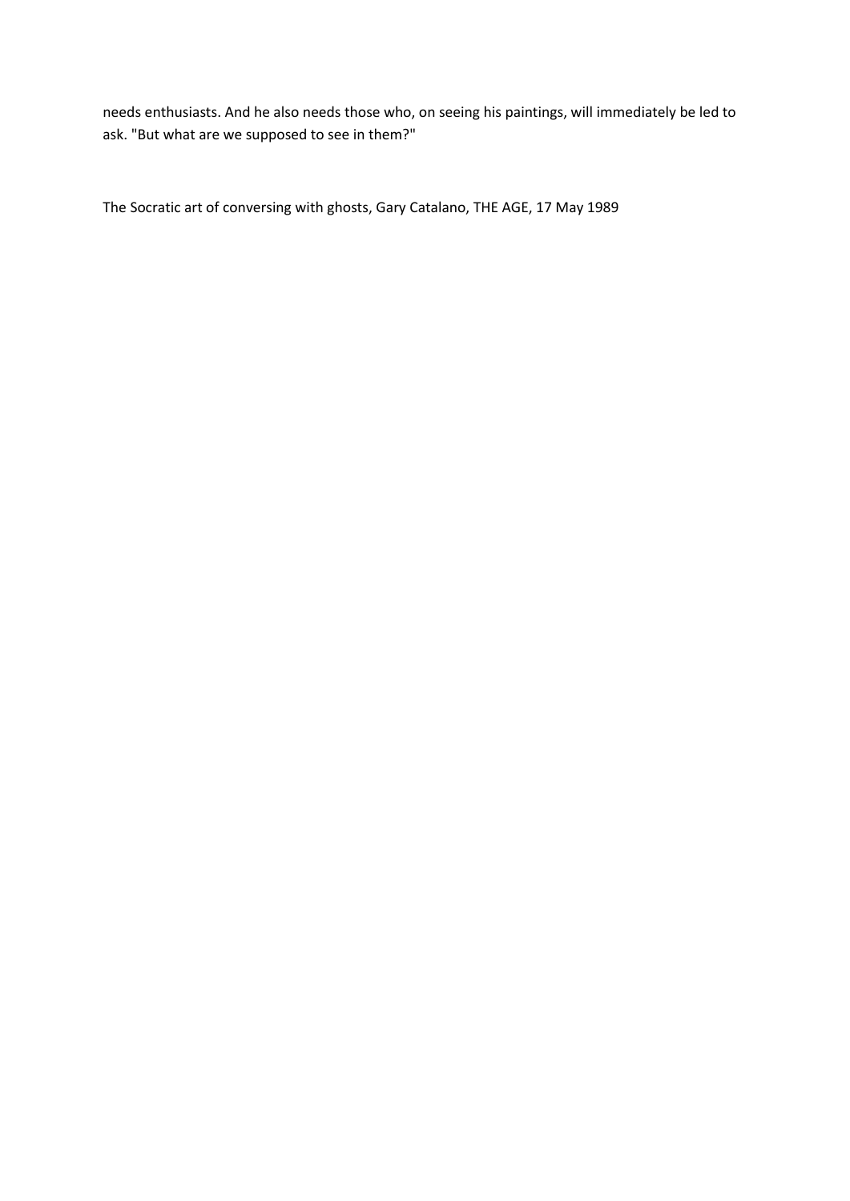needs enthusiasts. And he also needs those who, on seeing his paintings, will immediately be led to ask. "But what are we supposed to see in them?"

The Socratic art of conversing with ghosts, Gary Catalano, THE AGE, 17 May 1989